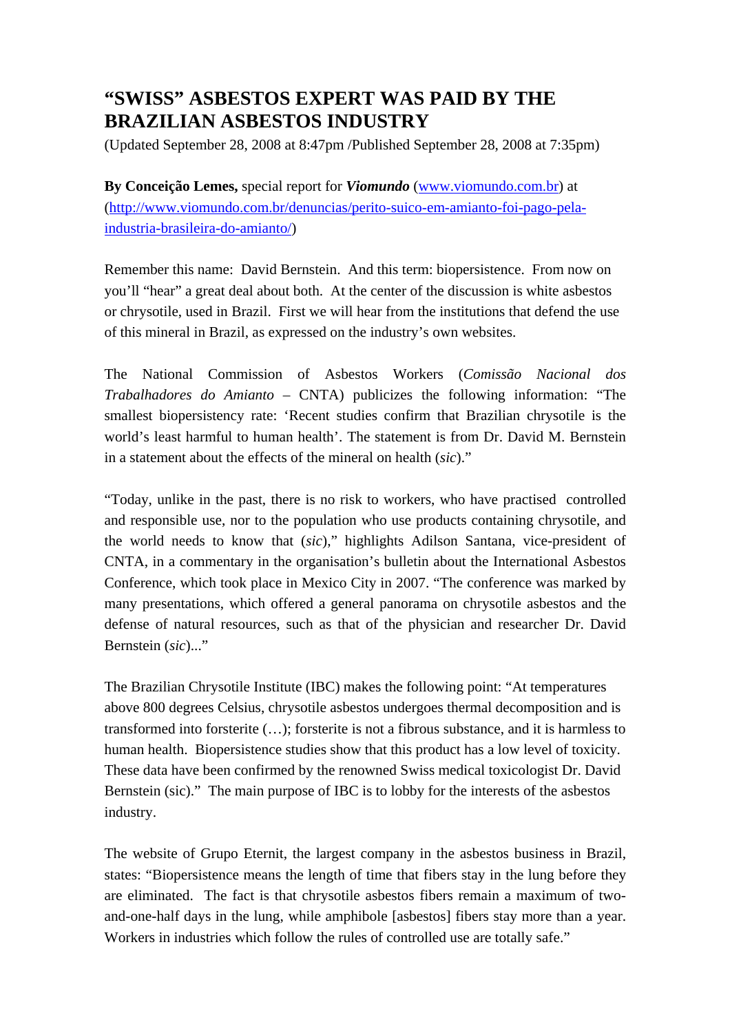# "SWISS" ASBESTOS EXPERT WAS PAID BY THE BRAZILIAN ASBESTOS INDUSTRY

(Updated September 28, 2008 at 8:47pm /Published September 28, 2008 at 7:35pm)

**By Conceição Lemes,** special report for ***Viomundo*** (www.viomundo.com.br) at (http://www.viomundo.com.br/denuncias/perito-suico-em-amianto-foi-pago-pela-industria-brasileira-do-amianto/)

Remember this name: David Bernstein. And this term: biopersistence. From now on you'll "hear" a great deal about both. At the center of the discussion is white asbestos or chrysotile, used in Brazil. First we will hear from the institutions that defend the use of this mineral in Brazil, as expressed on the industry's own websites.

The National Commission of Asbestos Workers (*Comissão Nacional dos Trabalhadores do Amianto* – CNTA) publicizes the following information: "The smallest biopersistency rate: 'Recent studies confirm that Brazilian chrysotile is the world's least harmful to human health'. The statement is from Dr. David M. Bernstein in a statement about the effects of the mineral on health (*sic*)."

"Today, unlike in the past, there is no risk to workers, who have practised controlled and responsible use, nor to the population who use products containing chrysotile, and the world needs to know that (*sic*)," highlights Adilson Santana, vice-president of CNTA, in a commentary in the organisation's bulletin about the International Asbestos Conference, which took place in Mexico City in 2007. "The conference was marked by many presentations, which offered a general panorama on chrysotile asbestos and the defense of natural resources, such as that of the physician and researcher Dr. David Bernstein (*sic*)..."

The Brazilian Chrysotile Institute (IBC) makes the following point: "At temperatures above 800 degrees Celsius, chrysotile asbestos undergoes thermal decomposition and is transformed into forsterite (…); forsterite is not a fibrous substance, and it is harmless to human health. Biopersistence studies show that this product has a low level of toxicity. These data have been confirmed by the renowned Swiss medical toxicologist Dr. David Bernstein (sic)." The main purpose of IBC is to lobby for the interests of the asbestos industry.

The website of Grupo Eternit, the largest company in the asbestos business in Brazil, states: "Biopersistence means the length of time that fibers stay in the lung before they are eliminated. The fact is that chrysotile asbestos fibers remain a maximum of two-and-one-half days in the lung, while amphibole [asbestos] fibers stay more than a year. Workers in industries which follow the rules of controlled use are totally safe."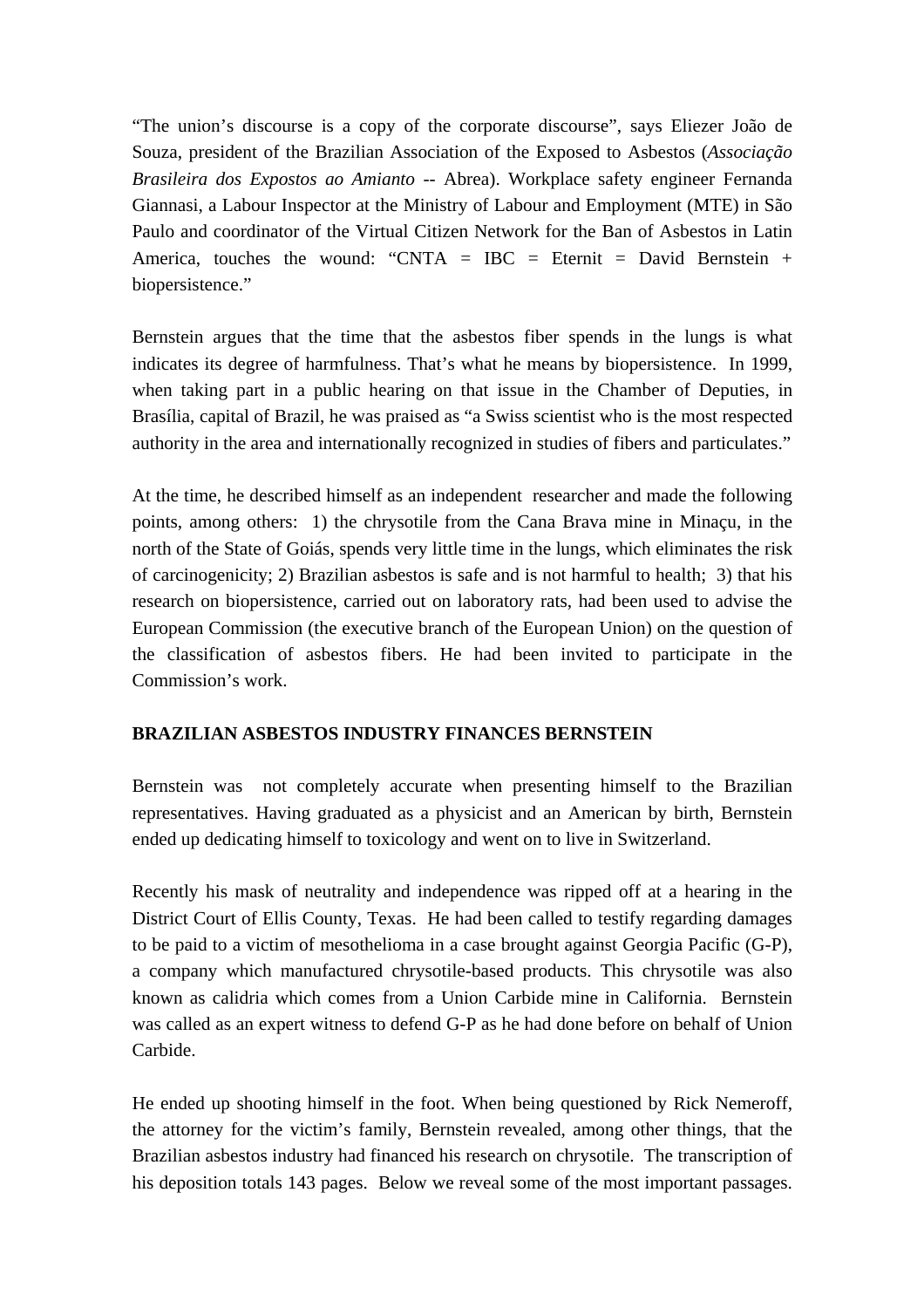"The union's discourse is a copy of the corporate discourse", says Eliezer João de Souza, president of the Brazilian Association of the Exposed to Asbestos (*Associação Brasileira dos Expostos ao Amianto* -- Abrea). Workplace safety engineer Fernanda Giannasi, a Labour Inspector at the Ministry of Labour and Employment (MTE) in São Paulo and coordinator of the Virtual Citizen Network for the Ban of Asbestos in Latin America, touches the wound: "CNTA = IBC = Eternit = David Bernstein + biopersistence."

Bernstein argues that the time that the asbestos fiber spends in the lungs is what indicates its degree of harmfulness. That's what he means by biopersistence. In 1999, when taking part in a public hearing on that issue in the Chamber of Deputies, in Brasília, capital of Brazil, he was praised as "a Swiss scientist who is the most respected authority in the area and internationally recognized in studies of fibers and particulates."

At the time, he described himself as an independent researcher and made the following points, among others: 1) the chrysotile from the Cana Brava mine in Minaçu, in the north of the State of Goiás, spends very little time in the lungs, which eliminates the risk of carcinogenicity; 2) Brazilian asbestos is safe and is not harmful to health; 3) that his research on biopersistence, carried out on laboratory rats, had been used to advise the European Commission (the executive branch of the European Union) on the question of the classification of asbestos fibers. He had been invited to participate in the Commission's work.

**BRAZILIAN ASBESTOS INDUSTRY FINANCES BERNSTEIN**

Bernstein was not completely accurate when presenting himself to the Brazilian representatives. Having graduated as a physicist and an American by birth, Bernstein ended up dedicating himself to toxicology and went on to live in Switzerland.

Recently his mask of neutrality and independence was ripped off at a hearing in the District Court of Ellis County, Texas. He had been called to testify regarding damages to be paid to a victim of mesothelioma in a case brought against Georgia Pacific (G-P), a company which manufactured chrysotile-based products. This chrysotile was also known as calidria which comes from a Union Carbide mine in California. Bernstein was called as an expert witness to defend G-P as he had done before on behalf of Union Carbide.

He ended up shooting himself in the foot. When being questioned by Rick Nemeroff, the attorney for the victim's family, Bernstein revealed, among other things, that the Brazilian asbestos industry had financed his research on chrysotile. The transcription of his deposition totals 143 pages. Below we reveal some of the most important passages.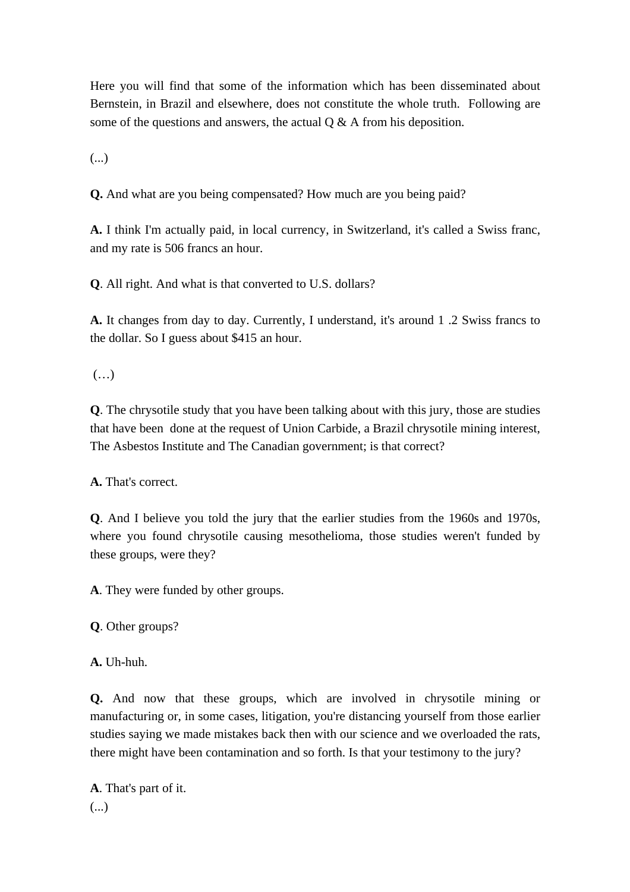Here you will find that some of the information which has been disseminated about Bernstein, in Brazil and elsewhere, does not constitute the whole truth. Following are some of the questions and answers, the actual Q & A from his deposition.

(...)

**Q.** And what are you being compensated? How much are you being paid?

**A.** I think I'm actually paid, in local currency, in Switzerland, it's called a Swiss franc, and my rate is 506 francs an hour.

**Q**. All right. And what is that converted to U.S. dollars?

**A.** It changes from day to day. Currently, I understand, it's around 1 .2 Swiss francs to the dollar. So I guess about $415 an hour.

(…)

**Q**. The chrysotile study that you have been talking about with this jury, those are studies that have been done at the request of Union Carbide, a Brazil chrysotile mining interest, The Asbestos Institute and The Canadian government; is that correct?

**A.** That's correct.

**Q**. And I believe you told the jury that the earlier studies from the 1960s and 1970s, where you found chrysotile causing mesothelioma, those studies weren't funded by these groups, were they?

**A**. They were funded by other groups.

**Q**. Other groups?

**A.** Uh-huh.

**Q.** And now that these groups, which are involved in chrysotile mining or manufacturing or, in some cases, litigation, you're distancing yourself from those earlier studies saying we made mistakes back then with our science and we overloaded the rats, there might have been contamination and so forth. Is that your testimony to the jury?

**A**. That's part of it.

(...)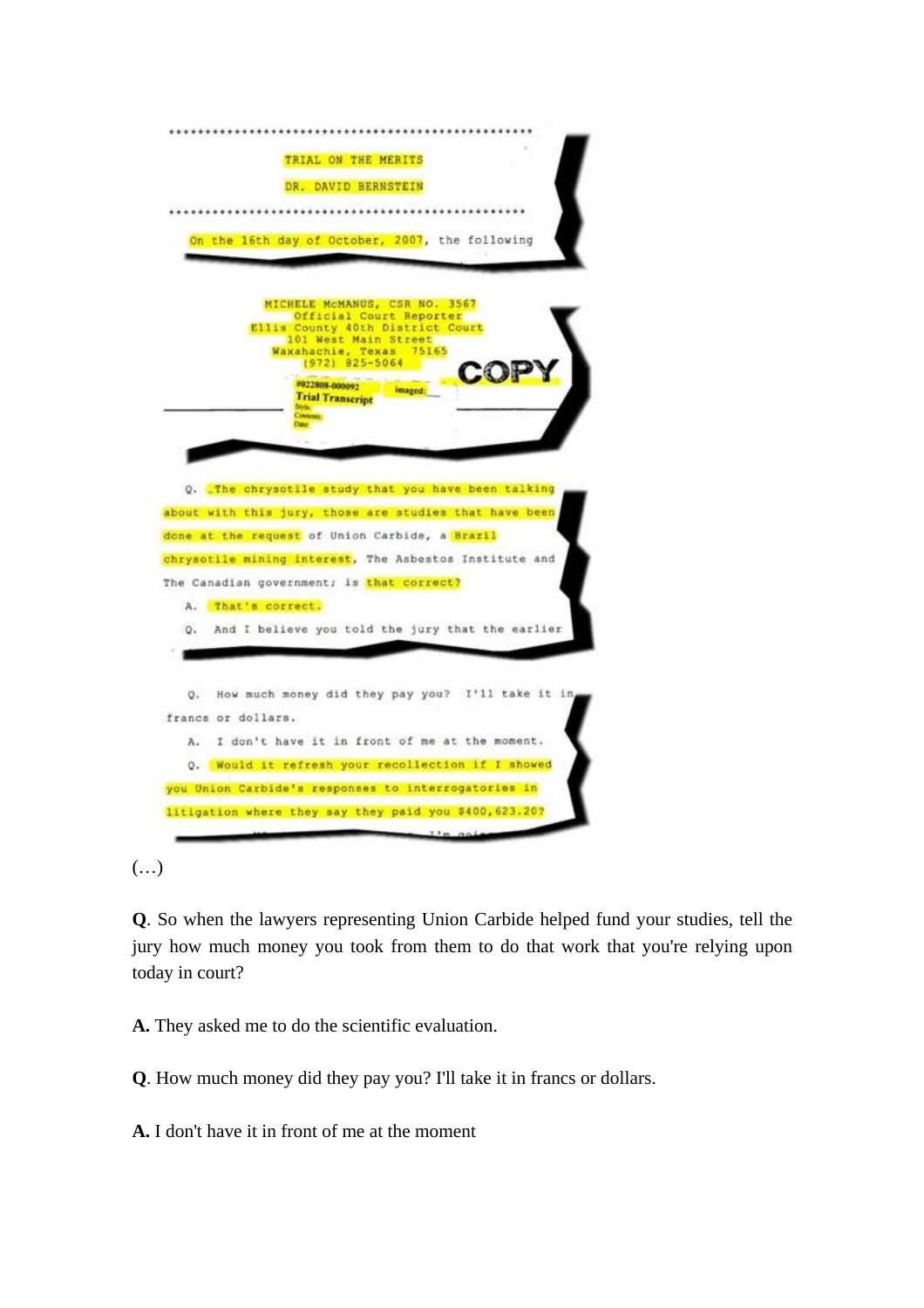\*\*\*\*\*\*\*\*\*\*\*\*\*\*\*\*\*\*\*\*\*\*\*\*\*\*\*\*\*\*\*\*\*\*\*\*\*\*\*\*\*\*\*\*\*\*\*\*\*\*\*\*

TRIAL ON THE MERITS

DR. DAVID BERNSTEIN

\*\*\*\*\*\*\*\*\*\*\*\*\*\*\*\*\*\*\*\*\*\*\*\*\*\*\*\*\*\*\*\*\*\*\*\*\*\*\*\*\*\*\*\*\*\*\*\*\*\*\*\*

On the 16th day of October, 2007, the following

MICHELE McMANUS, CSR NO. 3567
Official Court Reporter
Ellis County 40th District Court
101 West Main Street
Waxahachie, Texas 75165
(972) 825-5064

#022808-000092 Imaged:
Trial Transcript
Style
Contents
Date

COPY

Q. The chrysotile study that you have been talking about with this jury, those are studies that have been done at the request of Union Carbide, a Brazil chrysotile mining interest, The Asbestos Institute and The Canadian government; is that correct?

A. That's correct.

Q. And I believe you told the jury that the earlier

Q. How much money did they pay you? I'll take it in francs or dollars.

A. I don't have it in front of me at the moment.

Q. Would it refresh your recollection if I showed you Union Carbide's responses to interrogatories in litigation where they say they paid you $400,623.20?

(…)

**Q**. So when the lawyers representing Union Carbide helped fund your studies, tell the jury how much money you took from them to do that work that you're relying upon today in court?

**A.** They asked me to do the scientific evaluation.

**Q**. How much money did they pay you? I'll take it in francs or dollars.

**A.** I don't have it in front of me at the moment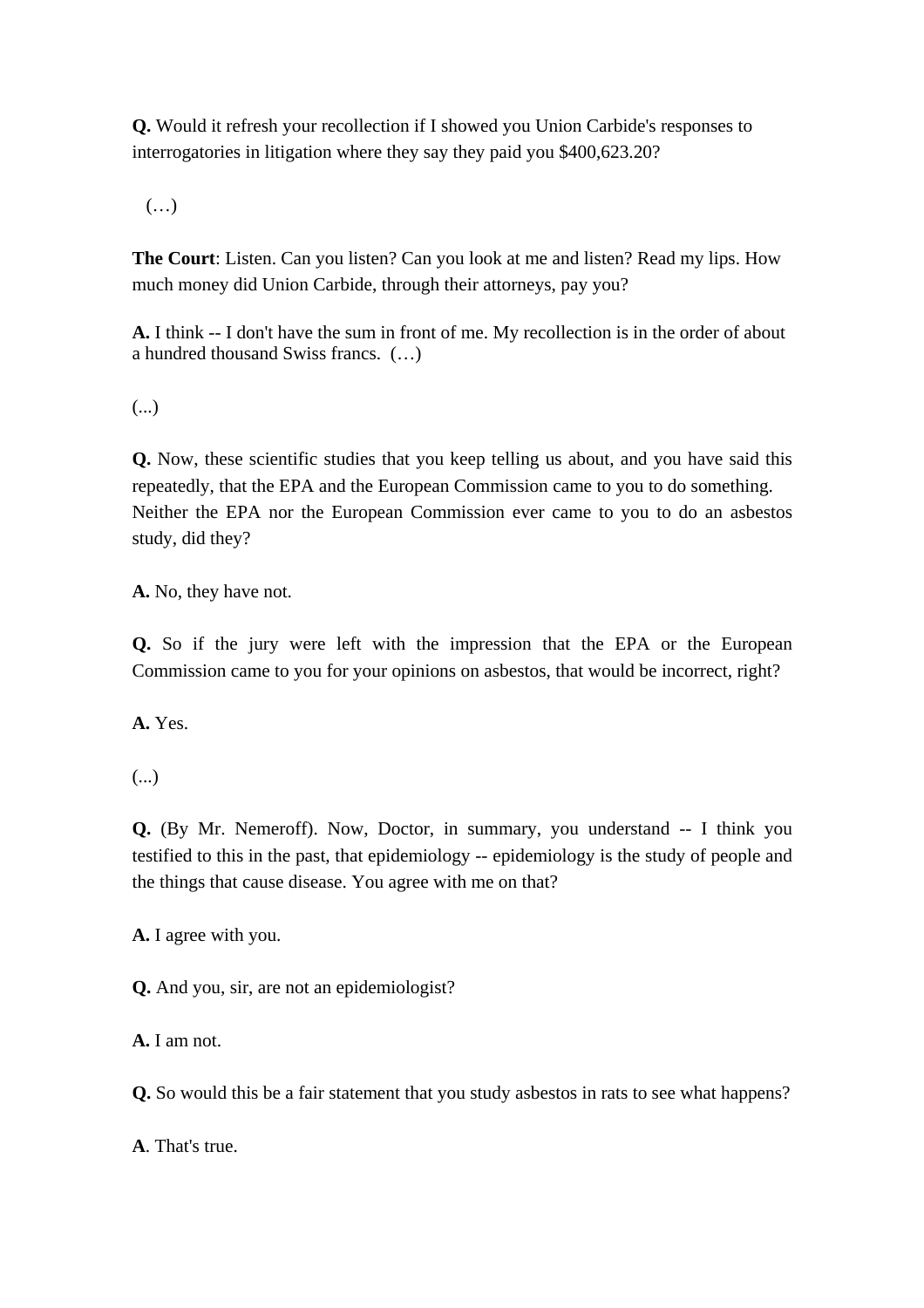**Q.** Would it refresh your recollection if I showed you Union Carbide's responses to interrogatories in litigation where they say they paid you $400,623.20?

(…)

**The Court**: Listen. Can you listen? Can you look at me and listen? Read my lips. How much money did Union Carbide, through their attorneys, pay you?

**A.** I think -- I don't have the sum in front of me. My recollection is in the order of about a hundred thousand Swiss francs. (…)

(...)

**Q.** Now, these scientific studies that you keep telling us about, and you have said this repeatedly, that the EPA and the European Commission came to you to do something. Neither the EPA nor the European Commission ever came to you to do an asbestos study, did they?

**A.** No, they have not.

**Q.** So if the jury were left with the impression that the EPA or the European Commission came to you for your opinions on asbestos, that would be incorrect, right?

**A.** Yes.

(...)

**Q.** (By Mr. Nemeroff). Now, Doctor, in summary, you understand -- I think you testified to this in the past, that epidemiology -- epidemiology is the study of people and the things that cause disease. You agree with me on that?

**A.** I agree with you.

**Q.** And you, sir, are not an epidemiologist?

**A.** I am not.

**Q.** So would this be a fair statement that you study asbestos in rats to see what happens?

**A**. That's true.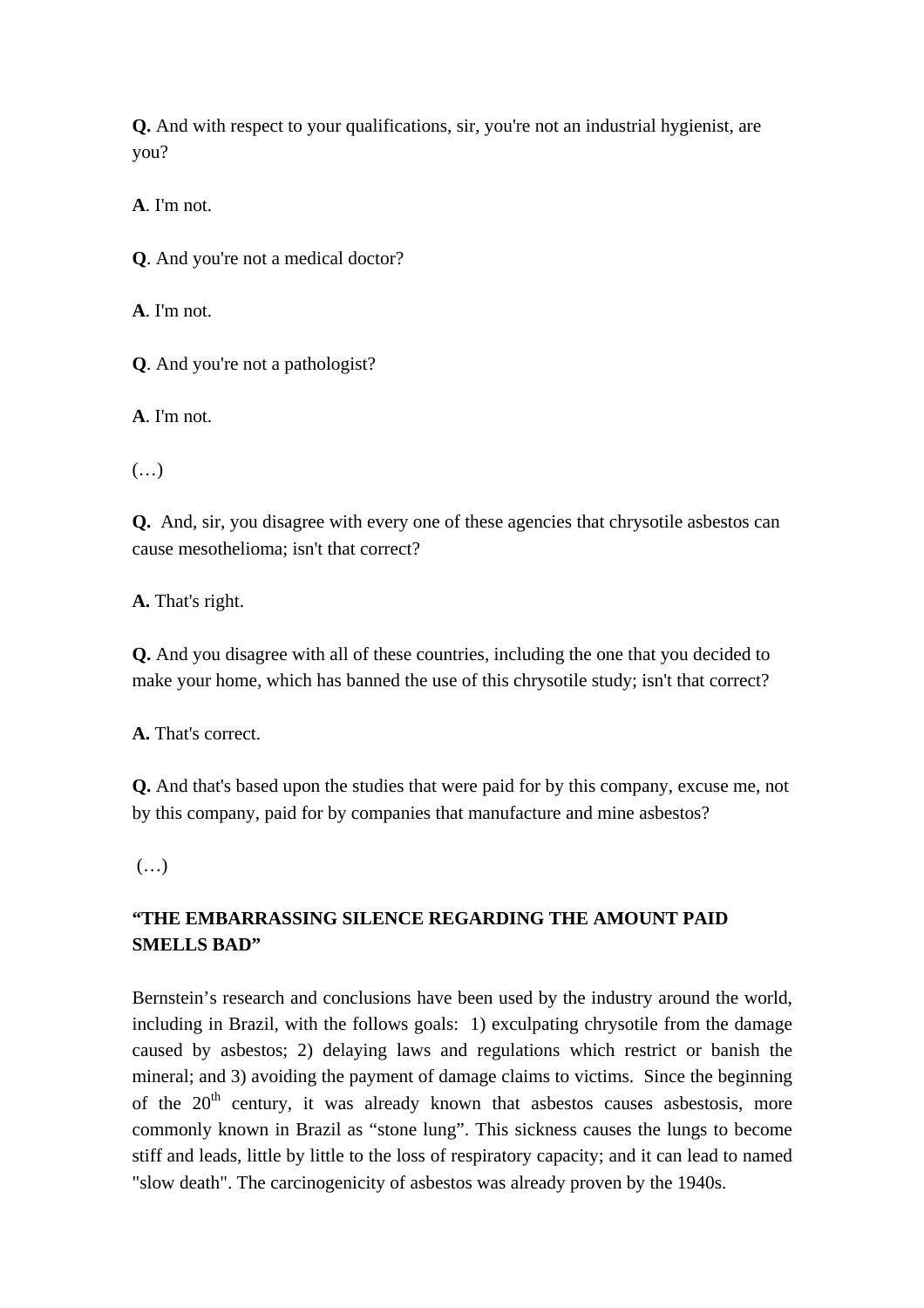**Q.** And with respect to your qualifications, sir, you're not an industrial hygienist, are you?

**A**. I'm not.

**Q**. And you're not a medical doctor?

**A**. I'm not.

**Q**. And you're not a pathologist?

**A**. I'm not.

(…)

**Q.** And, sir, you disagree with every one of these agencies that chrysotile asbestos can cause mesothelioma; isn't that correct?

**A.** That's right.

**Q.** And you disagree with all of these countries, including the one that you decided to make your home, which has banned the use of this chrysotile study; isn't that correct?

**A.** That's correct.

**Q.** And that's based upon the studies that were paid for by this company, excuse me, not by this company, paid for by companies that manufacture and mine asbestos?

(…)

**“THE EMBARRASSING SILENCE REGARDING THE AMOUNT PAID SMELLS BAD”**

Bernstein’s research and conclusions have been used by the industry around the world, including in Brazil, with the follows goals: 1) exculpating chrysotile from the damage caused by asbestos; 2) delaying laws and regulations which restrict or banish the mineral; and 3) avoiding the payment of damage claims to victims. Since the beginning of the 20th century, it was already known that asbestos causes asbestosis, more commonly known in Brazil as “stone lung”. This sickness causes the lungs to become stiff and leads, little by little to the loss of respiratory capacity; and it can lead to named "slow death". The carcinogenicity of asbestos was already proven by the 1940s.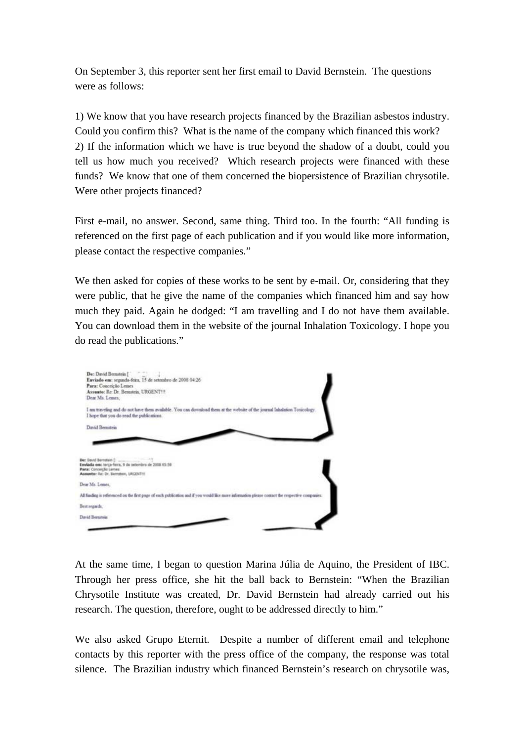On September 3, this reporter sent her first email to David Bernstein. The questions were as follows:

1) We know that you have research projects financed by the Brazilian asbestos industry. Could you confirm this? What is the name of the company which financed this work?
2) If the information which we have is true beyond the shadow of a doubt, could you tell us how much you received? Which research projects were financed with these funds? We know that one of them concerned the biopersistence of Brazilian chrysotile. Were other projects financed?

First e-mail, no answer. Second, same thing. Third too. In the fourth: "All funding is referenced on the first page of each publication and if you would like more information, please contact the respective companies."

We then asked for copies of these works to be sent by e-mail. Or, considering that they were public, that he give the name of the companies which financed him and say how much they paid. Again he dodged: "I am travelling and I do not have them available. You can download them in the website of the journal Inhalation Toxicology. I hope you do read the publications."

**De:** David Bernstein [ ]
**Enviado em:** segunda-feira, 15 de setembro de 2008 04:26
**Para:** Conceição Lemes
**Assunto:** Re: Dr. Bernstein, URGENT!!!
Dear Ms. Lemes,

I am traveling and do not have them available. You can download them at the website of the journal Inhalation Toxicology. I hope that you do read the publications.

David Bernstein

**De:** David Bernstein [ ]
**Enviada em:** terça-feira, 9 de setembro de 2008 05:39
**Para:** Conceição Lemes
**Assunto:** Re: Dr. Bernstein, URGENT!!!

Dear Ms. Lemes,

All funding is referenced on the first page of each publication and if you would like more information please contact the respective companies.

Best regards,

David Bernstein

At the same time, I began to question Marina Júlia de Aquino, the President of IBC. Through her press office, she hit the ball back to Bernstein: "When the Brazilian Chrysotile Institute was created, Dr. David Bernstein had already carried out his research. The question, therefore, ought to be addressed directly to him."

We also asked Grupo Eternit. Despite a number of different email and telephone contacts by this reporter with the press office of the company, the response was total silence. The Brazilian industry which financed Bernstein's research on chrysotile was,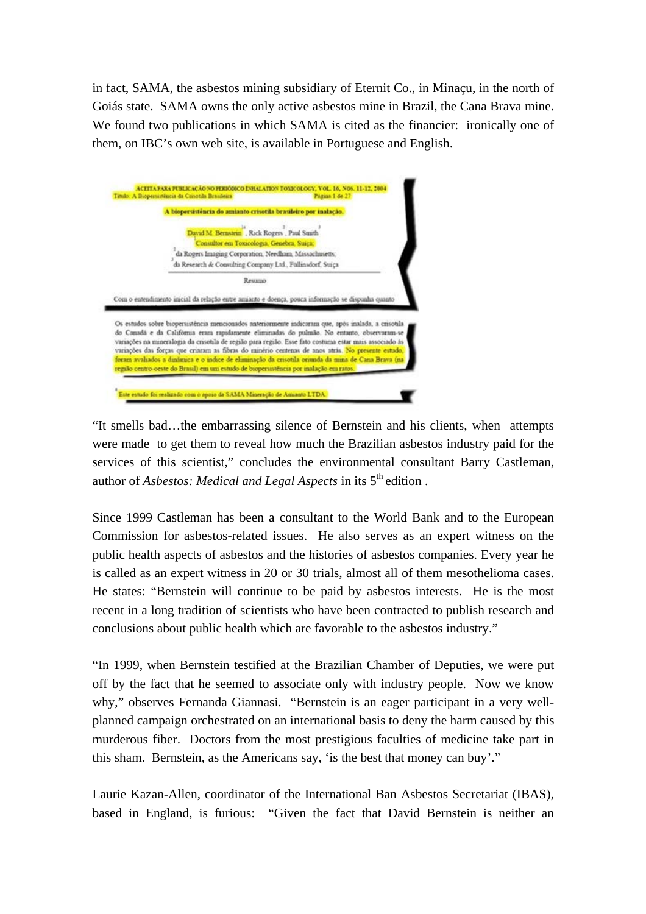in fact, SAMA, the asbestos mining subsidiary of Eternit Co., in Minaçu, in the north of Goiás state. SAMA owns the only active asbestos mine in Brazil, the Cana Brava mine. We found two publications in which SAMA is cited as the financier: ironically one of them, on IBC's own web site, is available in Portuguese and English.

> ACEITA PARA PUBLICAÇÃO NO PERIÓDICO INHALATION TOXICOLOGY, VOL. 16, NOS. 11-12, 2004
> Título: A Biopersistência da Crisotila Brasileira Página 1 de 27
>
> **A biopersistência do amianto crisotila brasileiro por inalação.**
>
> David M. Bernstein[1*], Rick Rogers[2], Paul Smith[3]
> [1]Consultor em Toxicologia, Genebra, Suiça;
> [2]da Rogers Imaging Corporation, Needham, Massachusetts;
> [3]da Research & Consulting Company Ltd., Füllinsdorf, Suiça
>
> Resumo
>
> Com o entendimento inicial da relação entre amianto e doença, pouca informação se dispunha quanto
>
> Os estudos sobre biopersistência mencionados anteriormente indicaram que, após inalada, a crisotila do Canadá e da Califórnia eram rapidamente eliminadas do pulmão. No entanto, observaram-se variações na mineralogia da crisotila de região para região. Esse fato costuma estar mais associado às variações das forças que criaram as fibras do minério centenas de anos atrás. No presente estudo, foram avaliados a dinâmica e o índice de eliminação da crisotila oriunda da mina de Cana Brava (na região centro-oeste do Brasil) em um estudo de biopersistência por inalação em ratos.
>
> *Este estudo foi realizado com o apoio da SAMA Mineração de Amianto LTDA.

"It smells bad…the embarrassing silence of Bernstein and his clients, when attempts were made to get them to reveal how much the Brazilian asbestos industry paid for the services of this scientist," concludes the environmental consultant Barry Castleman, author of *Asbestos: Medical and Legal Aspects* in its 5th edition .

Since 1999 Castleman has been a consultant to the World Bank and to the European Commission for asbestos-related issues. He also serves as an expert witness on the public health aspects of asbestos and the histories of asbestos companies. Every year he is called as an expert witness in 20 or 30 trials, almost all of them mesothelioma cases. He states: "Bernstein will continue to be paid by asbestos interests. He is the most recent in a long tradition of scientists who have been contracted to publish research and conclusions about public health which are favorable to the asbestos industry."

"In 1999, when Bernstein testified at the Brazilian Chamber of Deputies, we were put off by the fact that he seemed to associate only with industry people. Now we know why," observes Fernanda Giannasi. "Bernstein is an eager participant in a very well-planned campaign orchestrated on an international basis to deny the harm caused by this murderous fiber. Doctors from the most prestigious faculties of medicine take part in this sham. Bernstein, as the Americans say, 'is the best that money can buy'."

Laurie Kazan-Allen, coordinator of the International Ban Asbestos Secretariat (IBAS), based in England, is furious: "Given the fact that David Bernstein is neither an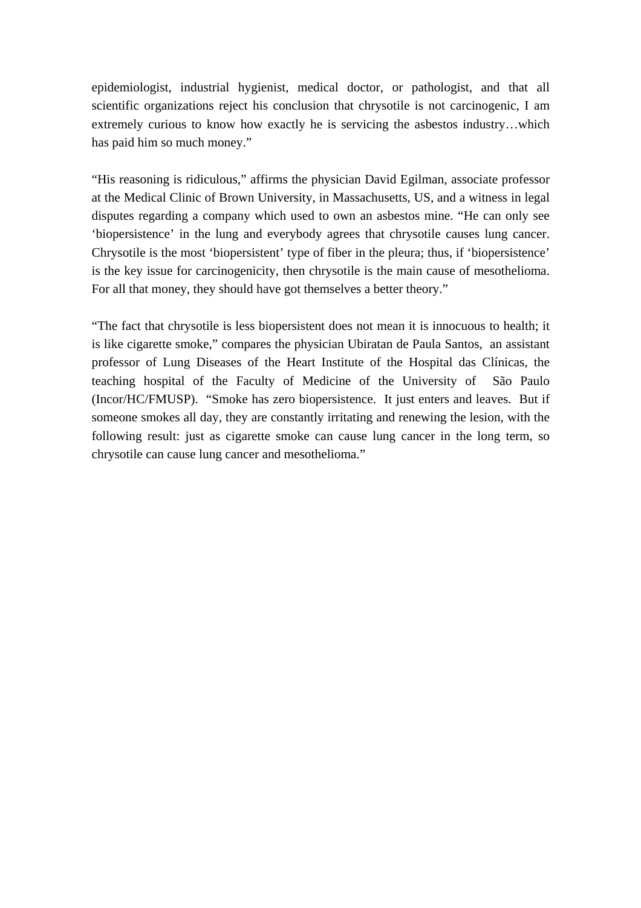epidemiologist, industrial hygienist, medical doctor, or pathologist, and that all scientific organizations reject his conclusion that chrysotile is not carcinogenic, I am extremely curious to know how exactly he is servicing the asbestos industry…which has paid him so much money."

"His reasoning is ridiculous," affirms the physician David Egilman, associate professor at the Medical Clinic of Brown University, in Massachusetts, US, and a witness in legal disputes regarding a company which used to own an asbestos mine. "He can only see 'biopersistence' in the lung and everybody agrees that chrysotile causes lung cancer. Chrysotile is the most 'biopersistent' type of fiber in the pleura; thus, if 'biopersistence' is the key issue for carcinogenicity, then chrysotile is the main cause of mesothelioma. For all that money, they should have got themselves a better theory."

"The fact that chrysotile is less biopersistent does not mean it is innocuous to health; it is like cigarette smoke," compares the physician Ubiratan de Paula Santos, an assistant professor of Lung Diseases of the Heart Institute of the Hospital das Clínicas, the teaching hospital of the Faculty of Medicine of the University of São Paulo (Incor/HC/FMUSP). "Smoke has zero biopersistence. It just enters and leaves. But if someone smokes all day, they are constantly irritating and renewing the lesion, with the following result: just as cigarette smoke can cause lung cancer in the long term, so chrysotile can cause lung cancer and mesothelioma."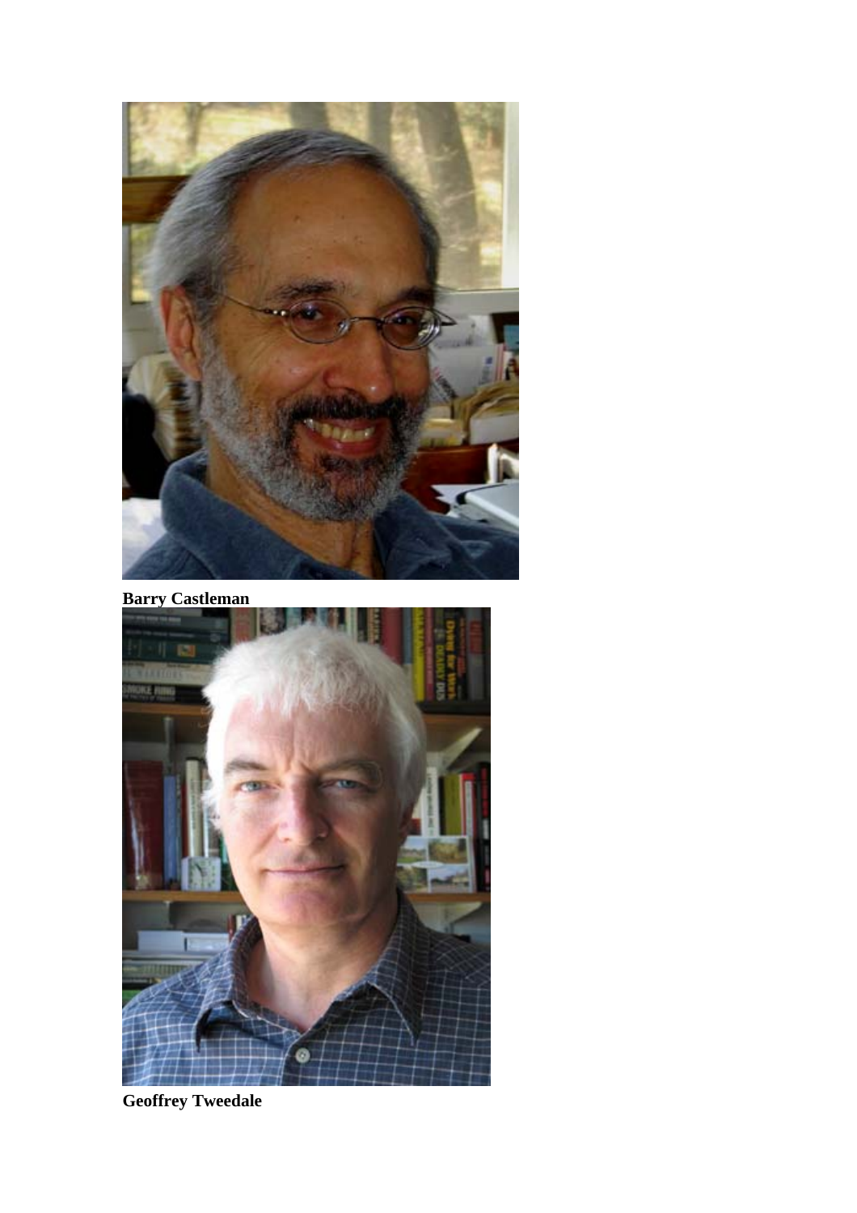**Barry Castleman**

**Geoffrey Tweedale**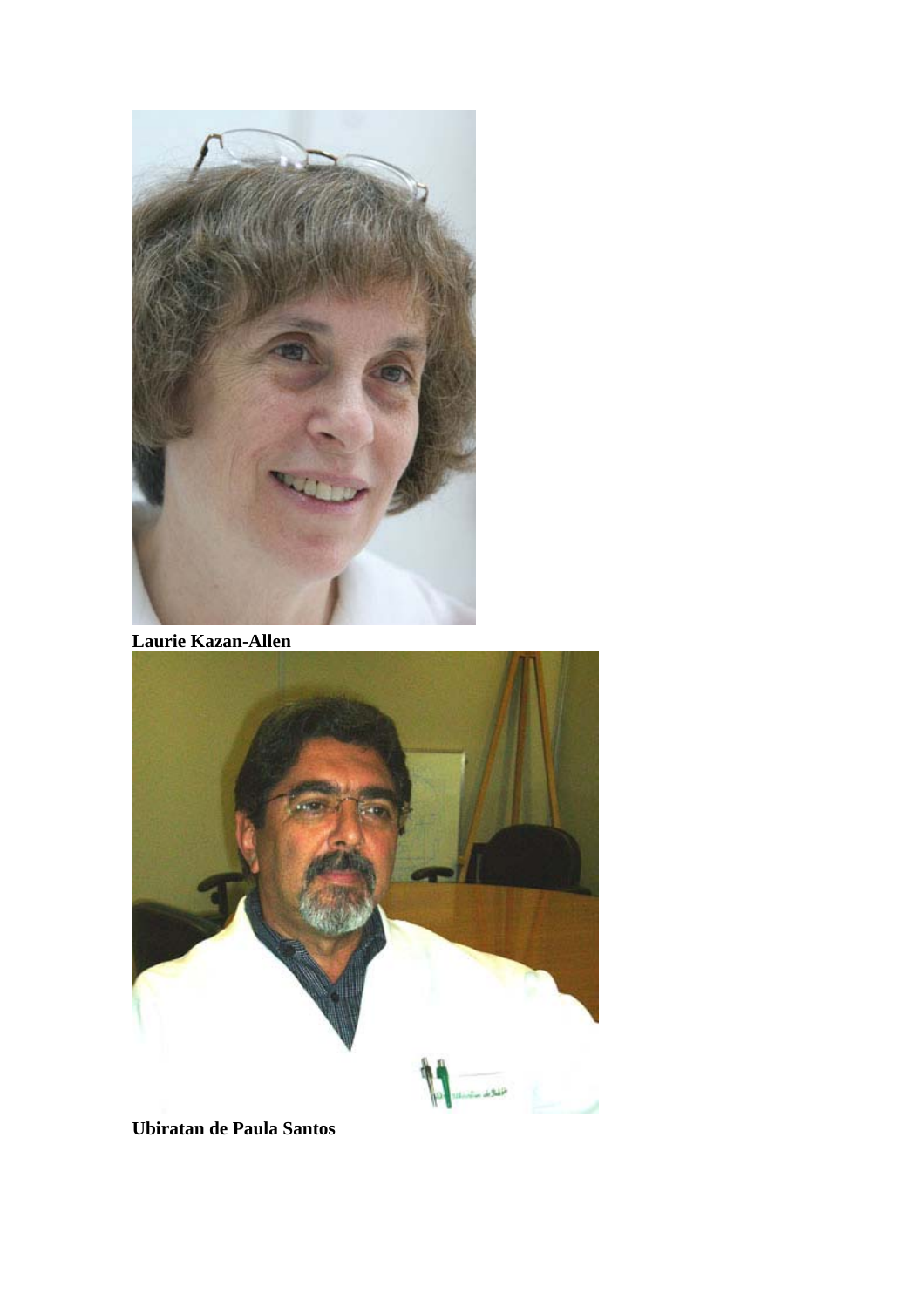**Laurie Kazan-Allen**

**Ubiratan de Paula Santos**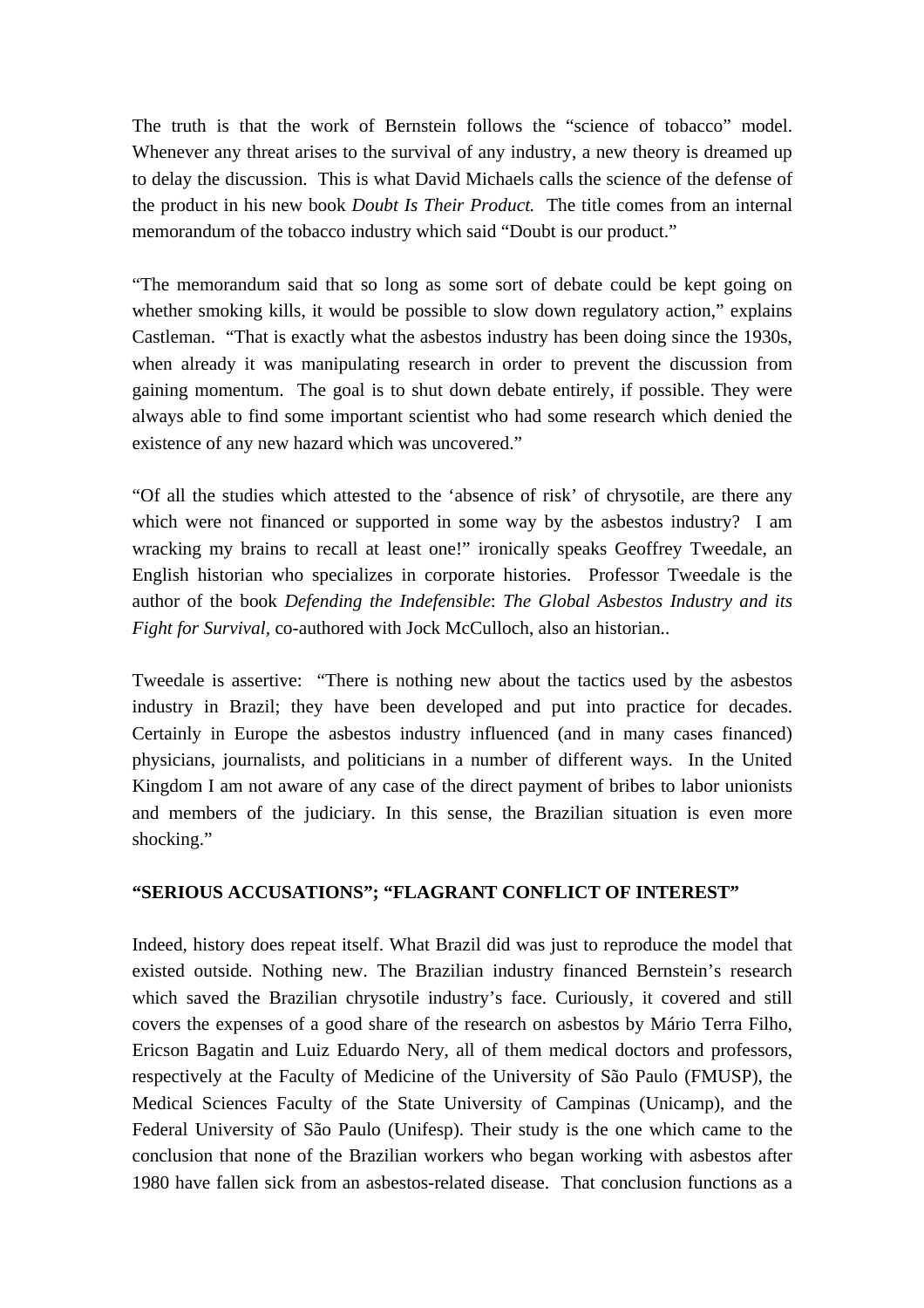The truth is that the work of Bernstein follows the "science of tobacco" model. Whenever any threat arises to the survival of any industry, a new theory is dreamed up to delay the discussion. This is what David Michaels calls the science of the defense of the product in his new book *Doubt Is Their Product.* The title comes from an internal memorandum of the tobacco industry which said "Doubt is our product."

"The memorandum said that so long as some sort of debate could be kept going on whether smoking kills, it would be possible to slow down regulatory action," explains Castleman. "That is exactly what the asbestos industry has been doing since the 1930s, when already it was manipulating research in order to prevent the discussion from gaining momentum. The goal is to shut down debate entirely, if possible. They were always able to find some important scientist who had some research which denied the existence of any new hazard which was uncovered."

"Of all the studies which attested to the 'absence of risk' of chrysotile, are there any which were not financed or supported in some way by the asbestos industry? I am wracking my brains to recall at least one!" ironically speaks Geoffrey Tweedale, an English historian who specializes in corporate histories. Professor Tweedale is the author of the book *Defending the Indefensible*: *The Global Asbestos Industry and its Fight for Survival,* co-authored with Jock McCulloch, also an historian..

Tweedale is assertive: "There is nothing new about the tactics used by the asbestos industry in Brazil; they have been developed and put into practice for decades. Certainly in Europe the asbestos industry influenced (and in many cases financed) physicians, journalists, and politicians in a number of different ways. In the United Kingdom I am not aware of any case of the direct payment of bribes to labor unionists and members of the judiciary. In this sense, the Brazilian situation is even more shocking."

**"SERIOUS ACCUSATIONS"; "FLAGRANT CONFLICT OF INTEREST"**

Indeed, history does repeat itself. What Brazil did was just to reproduce the model that existed outside. Nothing new. The Brazilian industry financed Bernstein's research which saved the Brazilian chrysotile industry's face. Curiously, it covered and still covers the expenses of a good share of the research on asbestos by Mário Terra Filho, Ericson Bagatin and Luiz Eduardo Nery, all of them medical doctors and professors, respectively at the Faculty of Medicine of the University of São Paulo (FMUSP), the Medical Sciences Faculty of the State University of Campinas (Unicamp), and the Federal University of São Paulo (Unifesp). Their study is the one which came to the conclusion that none of the Brazilian workers who began working with asbestos after 1980 have fallen sick from an asbestos-related disease. That conclusion functions as a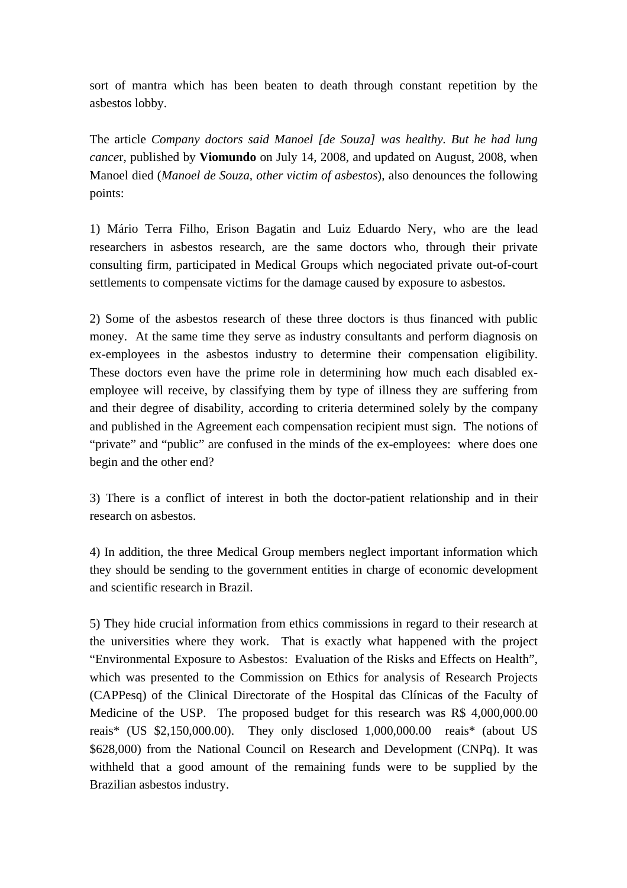sort of mantra which has been beaten to death through constant repetition by the asbestos lobby.

The article *Company doctors said Manoel [de Souza] was healthy. But he had lung cance*r, published by **Viomundo** on July 14, 2008, and updated on August, 2008, when Manoel died (*Manoel de Souza, other victim of asbestos*), also denounces the following points:

1) Mário Terra Filho, Erison Bagatin and Luiz Eduardo Nery, who are the lead researchers in asbestos research, are the same doctors who, through their private consulting firm, participated in Medical Groups which negociated private out-of-court settlements to compensate victims for the damage caused by exposure to asbestos.

2) Some of the asbestos research of these three doctors is thus financed with public money. At the same time they serve as industry consultants and perform diagnosis on ex-employees in the asbestos industry to determine their compensation eligibility. These doctors even have the prime role in determining how much each disabled ex-employee will receive, by classifying them by type of illness they are suffering from and their degree of disability, according to criteria determined solely by the company and published in the Agreement each compensation recipient must sign. The notions of "private" and "public" are confused in the minds of the ex-employees: where does one begin and the other end?

3) There is a conflict of interest in both the doctor-patient relationship and in their research on asbestos.

4) In addition, the three Medical Group members neglect important information which they should be sending to the government entities in charge of economic development and scientific research in Brazil.

5) They hide crucial information from ethics commissions in regard to their research at the universities where they work. That is exactly what happened with the project "Environmental Exposure to Asbestos: Evaluation of the Risks and Effects on Health", which was presented to the Commission on Ethics for analysis of Research Projects (CAPPesq) of the Clinical Directorate of the Hospital das Clínicas of the Faculty of Medicine of the USP. The proposed budget for this research was R$ 4,000,000.00 reais* (US $2,150,000.00). They only disclosed 1,000,000.00 reais* (about US $628,000) from the National Council on Research and Development (CNPq). It was withheld that a good amount of the remaining funds were to be supplied by the Brazilian asbestos industry.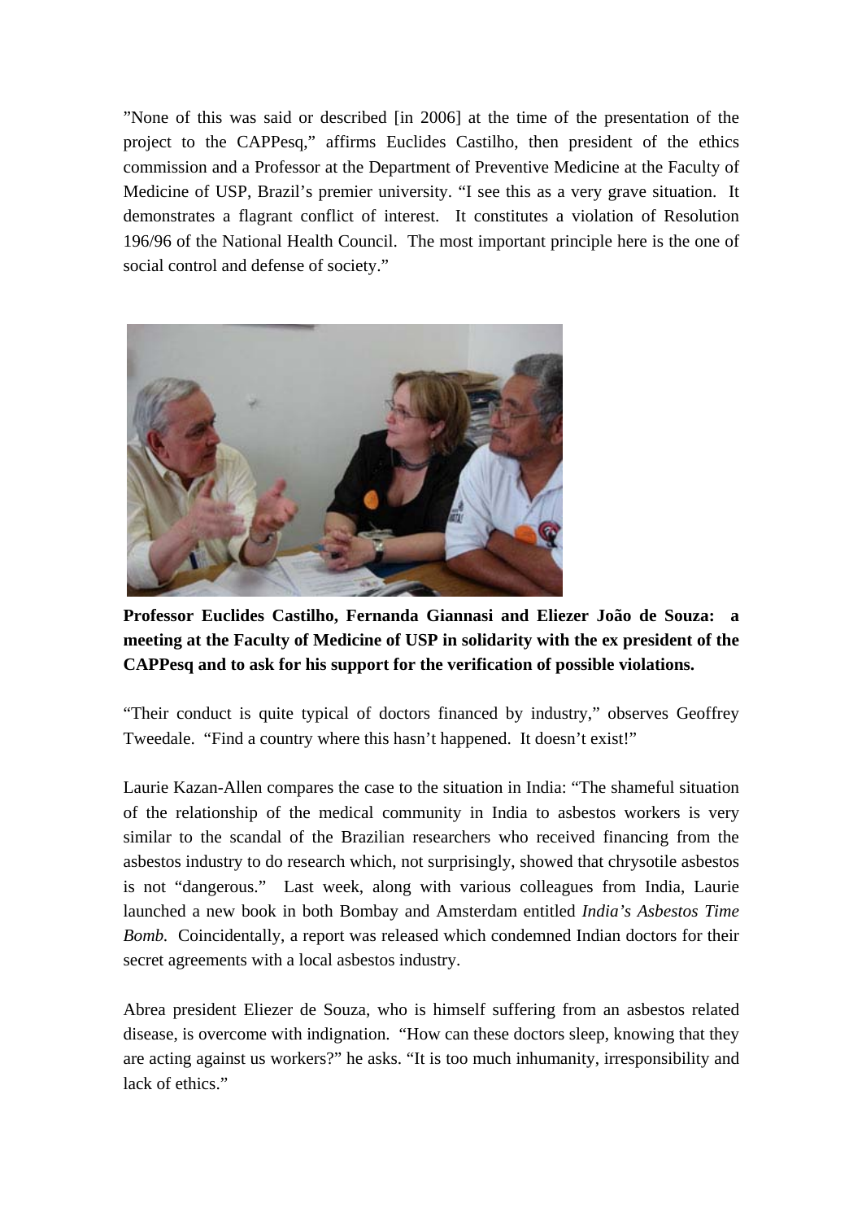"None of this was said or described [in 2006] at the time of the presentation of the project to the CAPPesq," affirms Euclides Castilho, then president of the ethics commission and a Professor at the Department of Preventive Medicine at the Faculty of Medicine of USP, Brazil's premier university. "I see this as a very grave situation. It demonstrates a flagrant conflict of interest. It constitutes a violation of Resolution 196/96 of the National Health Council. The most important principle here is the one of social control and defense of society."

**Professor Euclides Castilho, Fernanda Giannasi and Eliezer João de Souza: a meeting at the Faculty of Medicine of USP in solidarity with the ex president of the CAPPesq and to ask for his support for the verification of possible violations.**

"Their conduct is quite typical of doctors financed by industry," observes Geoffrey Tweedale. "Find a country where this hasn't happened. It doesn't exist!"

Laurie Kazan-Allen compares the case to the situation in India: "The shameful situation of the relationship of the medical community in India to asbestos workers is very similar to the scandal of the Brazilian researchers who received financing from the asbestos industry to do research which, not surprisingly, showed that chrysotile asbestos is not "dangerous." Last week, along with various colleagues from India, Laurie launched a new book in both Bombay and Amsterdam entitled *India's Asbestos Time Bomb.* Coincidentally, a report was released which condemned Indian doctors for their secret agreements with a local asbestos industry.

Abrea president Eliezer de Souza, who is himself suffering from an asbestos related disease, is overcome with indignation. "How can these doctors sleep, knowing that they are acting against us workers?" he asks. "It is too much inhumanity, irresponsibility and lack of ethics."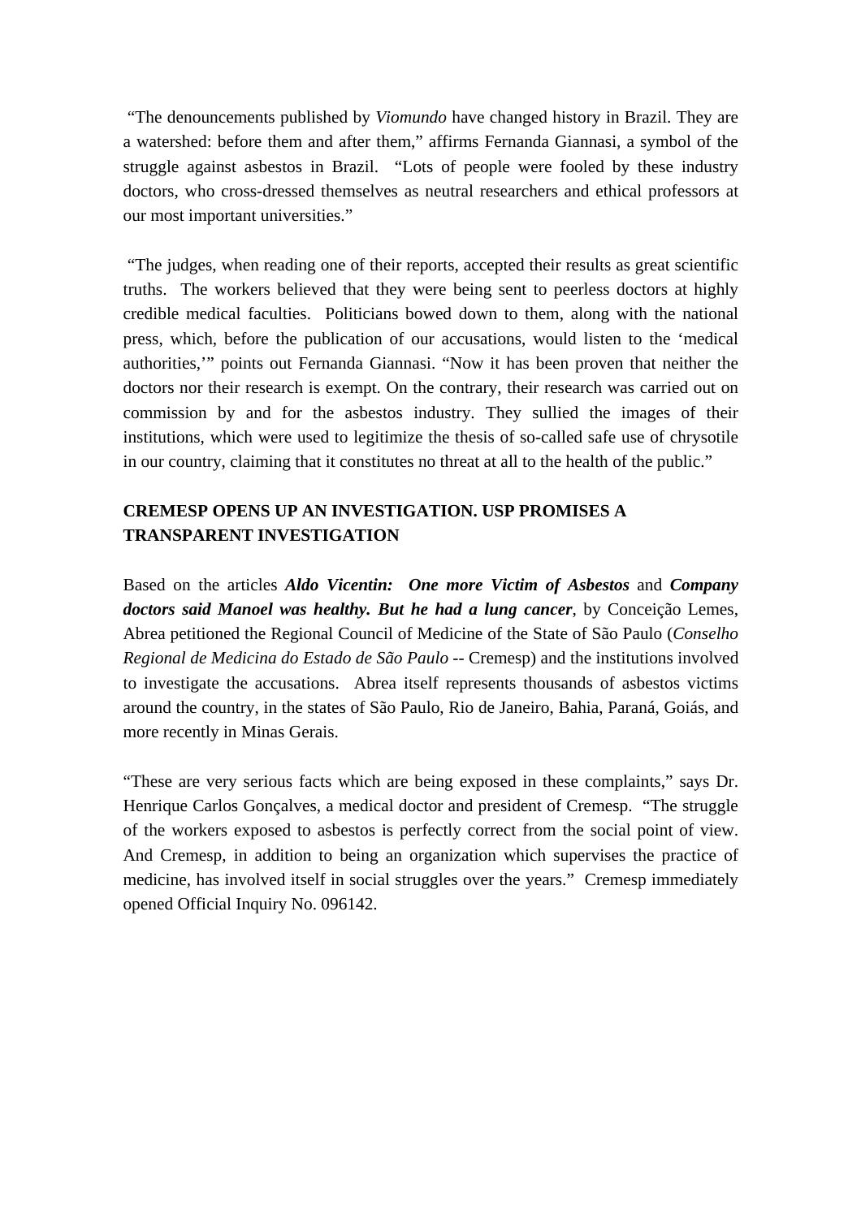"The denouncements published by *Viomundo* have changed history in Brazil. They are a watershed: before them and after them," affirms Fernanda Giannasi, a symbol of the struggle against asbestos in Brazil. "Lots of people were fooled by these industry doctors, who cross-dressed themselves as neutral researchers and ethical professors at our most important universities."

"The judges, when reading one of their reports, accepted their results as great scientific truths. The workers believed that they were being sent to peerless doctors at highly credible medical faculties. Politicians bowed down to them, along with the national press, which, before the publication of our accusations, would listen to the 'medical authorities,'" points out Fernanda Giannasi. "Now it has been proven that neither the doctors nor their research is exempt. On the contrary, their research was carried out on commission by and for the asbestos industry. They sullied the images of their institutions, which were used to legitimize the thesis of so-called safe use of chrysotile in our country, claiming that it constitutes no threat at all to the health of the public."

**CREMESP OPENS UP AN INVESTIGATION. USP PROMISES A TRANSPARENT INVESTIGATION**

Based on the articles ***Aldo Vicentin: One more Victim of Asbestos*** and ***Company doctors said Manoel was healthy. But he had a lung cancer***, by Conceição Lemes, Abrea petitioned the Regional Council of Medicine of the State of São Paulo (*Conselho Regional de Medicina do Estado de São Paulo* -- Cremesp) and the institutions involved to investigate the accusations. Abrea itself represents thousands of asbestos victims around the country, in the states of São Paulo, Rio de Janeiro, Bahia, Paraná, Goiás, and more recently in Minas Gerais.

"These are very serious facts which are being exposed in these complaints," says Dr. Henrique Carlos Gonçalves, a medical doctor and president of Cremesp. "The struggle of the workers exposed to asbestos is perfectly correct from the social point of view. And Cremesp, in addition to being an organization which supervises the practice of medicine, has involved itself in social struggles over the years." Cremesp immediately opened Official Inquiry No. 096142.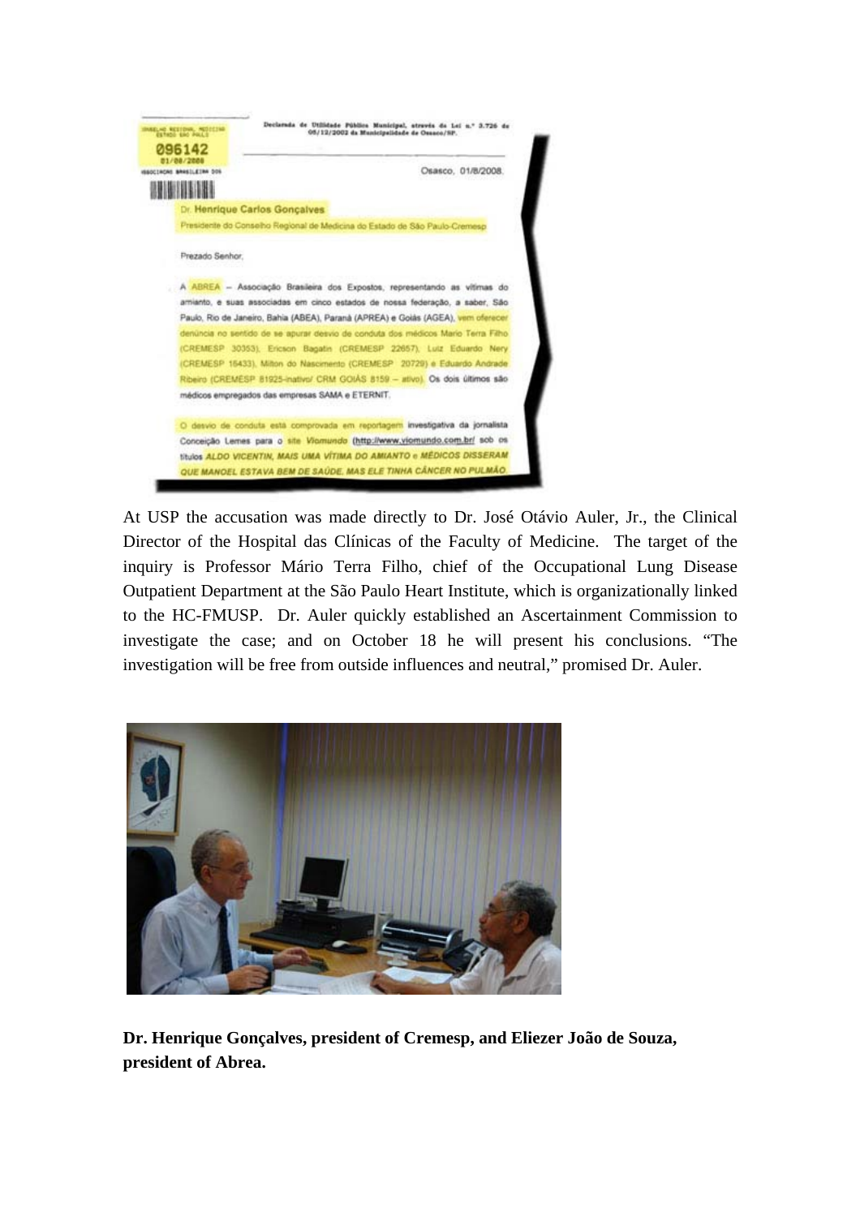Declarada de Utilidade Pública Municipal, através da Lei n.º 3.726 de 05/12/2002 da Municipalidade de Osasco/SP.

096142
01/08/2008

Osasco, 01/8/2008.

Dr. Henrique Carlos Gonçalves
Presidente do Conselho Regional de Medicina do Estado de São Paulo-Cremesp

Prezado Senhor,

A ABREA – Associação Brasileira dos Expostos, representando as vítimas do amianto, e suas associadas em cinco estados de nossa federação, a saber, São Paulo, Rio de Janeiro, Bahia (ABEA), Paraná (APREA) e Goiás (AGEA), vem oferecer denúncia no sentido de se apurar desvio de conduta dos médicos Mario Terra Filho (CREMESP 30353), Ericson Bagatin (CREMESP 22657), Luiz Eduardo Nery (CREMESP 15433), Milton do Nascimento (CREMESP 20729) e Eduardo Andrade Ribeiro (CREMESP 81925-inativo/ CRM GOIÁS 8159 – ativo). Os dois últimos são médicos empregados das empresas SAMA e ETERNIT.

O desvio de conduta está comprovado em reportagem investigativa da jornalista Conceição Lemes para o site *Viomundo* (http://www.viomundo.com.br/ sob os títulos *ALDO VICENTIN, MAIS UMA VÍTIMA DO AMIANTO* e *MÉDICOS DISSERAM QUE MANOEL ESTAVA BEM DE SAÚDE, MAS ELE TINHA CÂNCER NO PULMÃO.*

At USP the accusation was made directly to Dr. José Otávio Auler, Jr., the Clinical Director of the Hospital das Clínicas of the Faculty of Medicine. The target of the inquiry is Professor Mário Terra Filho, chief of the Occupational Lung Disease Outpatient Department at the São Paulo Heart Institute, which is organizationally linked to the HC-FMUSP. Dr. Auler quickly established an Ascertainment Commission to investigate the case; and on October 18 he will present his conclusions. "The investigation will be free from outside influences and neutral," promised Dr. Auler.

**Dr. Henrique Gonçalves, president of Cremesp, and Eliezer João de Souza, president of Abrea.**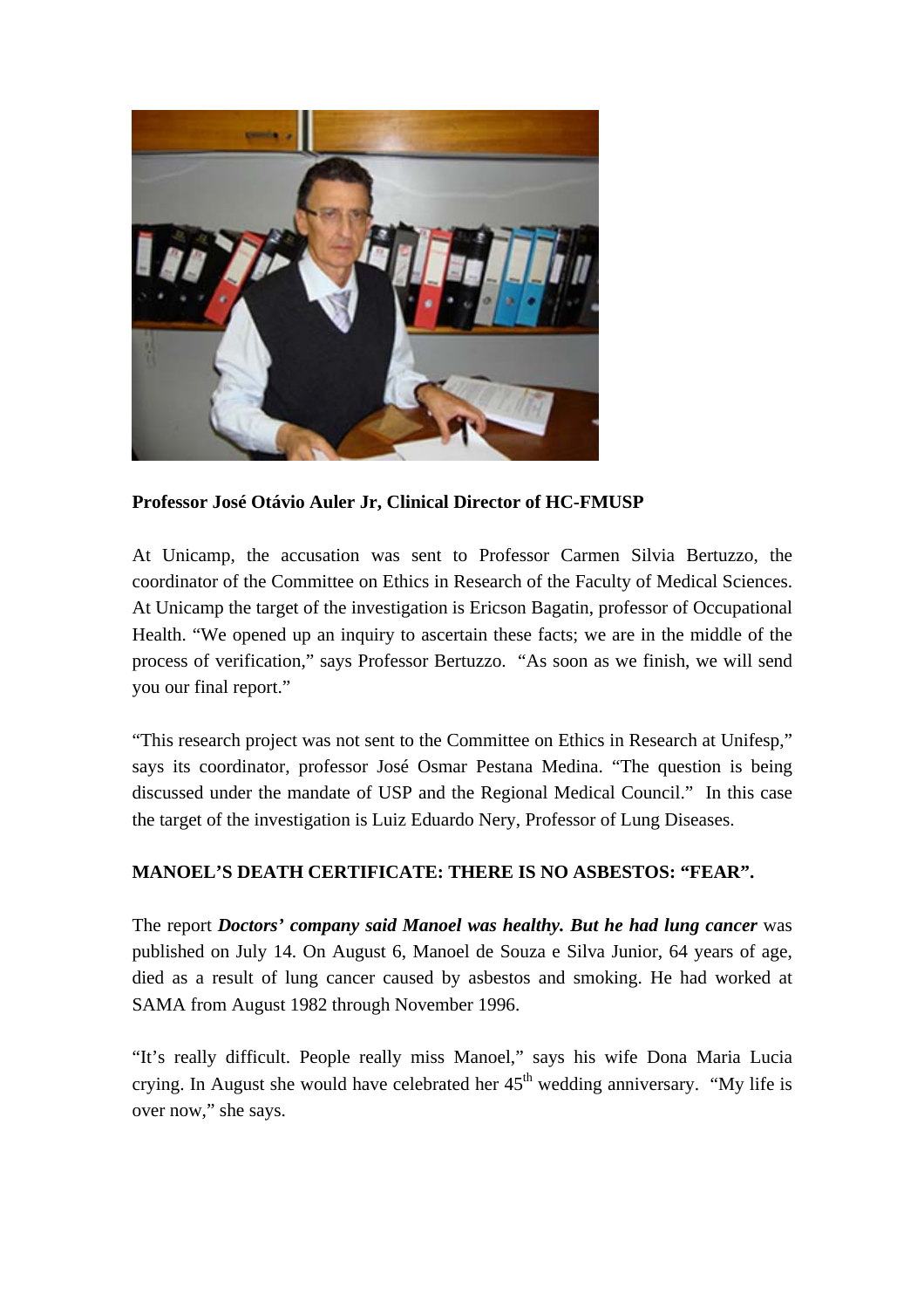**Professor José Otávio Auler Jr, Clinical Director of HC-FMUSP**

At Unicamp, the accusation was sent to Professor Carmen Silvia Bertuzzo, the coordinator of the Committee on Ethics in Research of the Faculty of Medical Sciences. At Unicamp the target of the investigation is Ericson Bagatin, professor of Occupational Health. "We opened up an inquiry to ascertain these facts; we are in the middle of the process of verification," says Professor Bertuzzo. "As soon as we finish, we will send you our final report."

"This research project was not sent to the Committee on Ethics in Research at Unifesp," says its coordinator, professor José Osmar Pestana Medina. "The question is being discussed under the mandate of USP and the Regional Medical Council." In this case the target of the investigation is Luiz Eduardo Nery, Professor of Lung Diseases.

**MANOEL'S DEATH CERTIFICATE: THERE IS NO ASBESTOS: "FEAR".**

The report ***Doctors' company said Manoel was healthy. But he had lung cancer*** was published on July 14. On August 6, Manoel de Souza e Silva Junior, 64 years of age, died as a result of lung cancer caused by asbestos and smoking. He had worked at SAMA from August 1982 through November 1996.

"It's really difficult. People really miss Manoel," says his wife Dona Maria Lucia crying. In August she would have celebrated her 45th wedding anniversary. "My life is over now," she says.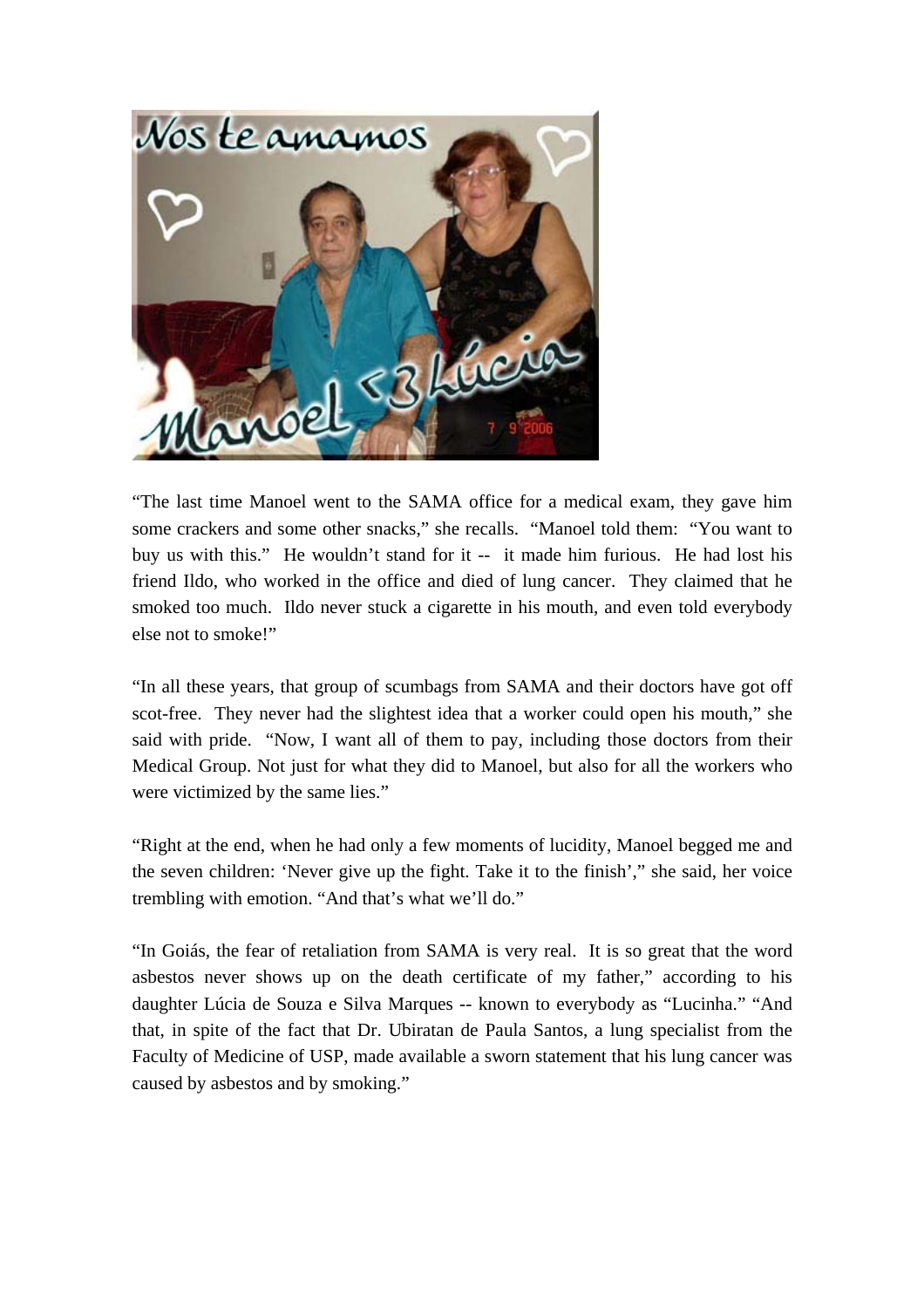“The last time Manoel went to the SAMA office for a medical exam, they gave him some crackers and some other snacks,” she recalls. “Manoel told them: “You want to buy us with this.” He wouldn’t stand for it -- it made him furious. He had lost his friend Ildo, who worked in the office and died of lung cancer. They claimed that he smoked too much. Ildo never stuck a cigarette in his mouth, and even told everybody else not to smoke!”

“In all these years, that group of scumbags from SAMA and their doctors have got off scot-free. They never had the slightest idea that a worker could open his mouth,” she said with pride. “Now, I want all of them to pay, including those doctors from their Medical Group. Not just for what they did to Manoel, but also for all the workers who were victimized by the same lies.”

“Right at the end, when he had only a few moments of lucidity, Manoel begged me and the seven children: ‘Never give up the fight. Take it to the finish’,” she said, her voice trembling with emotion. “And that’s what we’ll do.”

“In Goiás, the fear of retaliation from SAMA is very real. It is so great that the word asbestos never shows up on the death certificate of my father,” according to his daughter Lúcia de Souza e Silva Marques -- known to everybody as “Lucinha.” “And that, in spite of the fact that Dr. Ubiratan de Paula Santos, a lung specialist from the Faculty of Medicine of USP, made available a sworn statement that his lung cancer was caused by asbestos and by smoking.”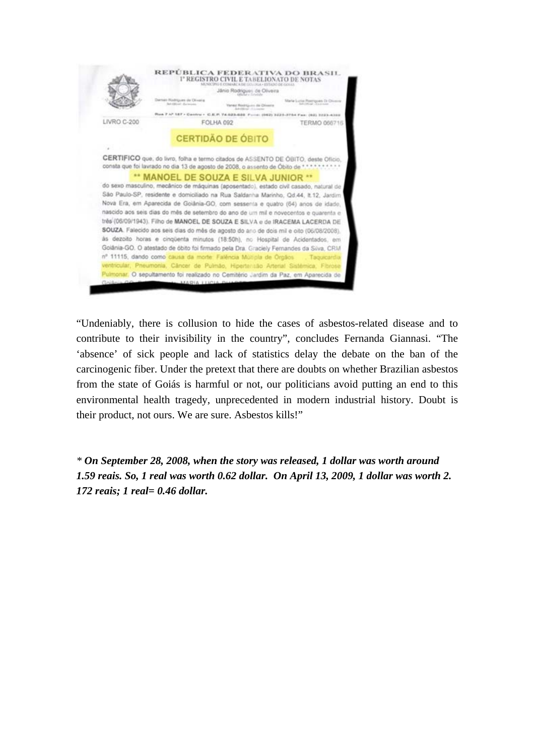REPÚBLICA FEDERATIVA DO BRASIL
1º REGISTRO CIVIL E TABELIONATO DE NOTAS

Jânio Rodrigues de Oliveira

LIVRO C-200 FOLHA 092 TERMO 066716

**CERTIDÃO DE ÓBITO**

**CERTIFICO** que, do livro, folha e termo citados de ASSENTO DE ÓBITO, deste Ofício, consta que foi lavrado no dia 13 de agosto de 2008, o assento de Óbito de * * * * * * * * * *

**** MANOEL DE SOUZA E SILVA JUNIOR ****

do sexo masculino, mecânico de máquinas (aposentado), estado civil casado, natural de São Paulo-SP, residente e domiciliado na Rua Saldanha Marinho, Qd.44, lt.12, Jardim Nova Era, em Aparecida de Goiânia-GO, com sessenta e quatro (64) anos de idade, nascido aos seis dias do mês de setembro do ano de um mil e novecentos e quarenta e três (06/09/1943). Filho de **MANOEL DE SOUZA E SILVA** e de **IRACEMA LACERDA DE SOUZA**. Falecido aos seis dias do mês de agosto do ano de dois mil e oito (06/08/2008), às dezoito horas e cinqüenta minutos (18:50h), no Hospital de Acidentados, em Goiânia-GO. O atestado de óbito foi firmado pela Dra. Gracielly Fernandes da Silva, CRM nº 11115, dando como causa da morte: Falência Múltipla de Órgãos , Taquicardia ventricular, Pneumonia, Câncer de Pulmão, Hipertensão Arterial Sistêmica, Fibrose Pulmonar. O sepultamento foi realizado no Cemitério Jardim da Paz, em Aparecida de Goiânia-GO, ... MARIA LUCIA ...

"Undeniably, there is collusion to hide the cases of asbestos-related disease and to contribute to their invisibility in the country", concludes Fernanda Giannasi. "The 'absence' of sick people and lack of statistics delay the debate on the ban of the carcinogenic fiber. Under the pretext that there are doubts on whether Brazilian asbestos from the state of Goiás is harmful or not, our politicians avoid putting an end to this environmental health tragedy, unprecedented in modern industrial history. Doubt is their product, not ours. We are sure. Asbestos kills!"

*\* **On September 28, 2008, when the story was released, 1 dollar was worth around 1.59 reais. So, 1 real was worth 0.62 dollar. On April 13, 2009, 1 dollar was worth 2.172 reais; 1 real= 0.46 dollar.***